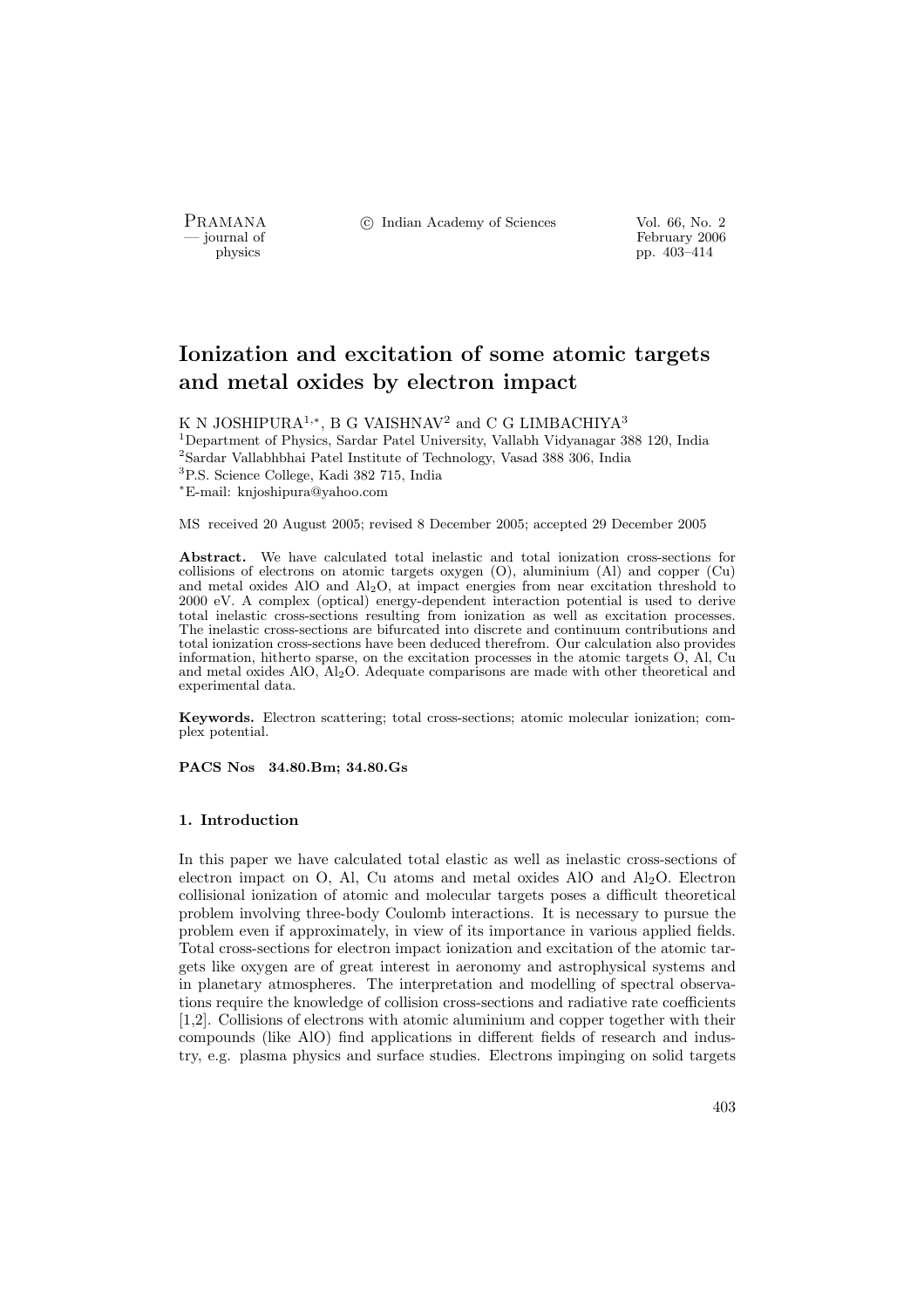# Ionization and excitation of some atomic targets and metal oxides by electron impact

K N JOSHIPURA[1,*], B G VAISHNAV[2] and C G LIMBACHIYA[3]

[1]Department of Physics, Sardar Patel University, Vallabh Vidyanagar 388 120, India
[2]Sardar Vallabhbhai Patel Institute of Technology, Vasad 388 306, India
[3]P.S. Science College, Kadi 382 715, India
[*]E-mail: knjoshipura@yahoo.com

MS received 20 August 2005; revised 8 December 2005; accepted 29 December 2005

**Abstract.** We have calculated total inelastic and total ionization cross-sections for collisions of electrons on atomic targets oxygen (O), aluminium (Al) and copper (Cu) and metal oxides AlO and $Al_2O$, at impact energies from near excitation threshold to 2000 eV. A complex (optical) energy-dependent interaction potential is used to derive total inelastic cross-sections resulting from ionization as well as excitation processes. The inelastic cross-sections are bifurcated into discrete and continuum contributions and total ionization cross-sections have been deduced therefrom. Our calculation also provides information, hitherto sparse, on the excitation processes in the atomic targets O, Al, Cu and metal oxides AlO, $Al_2O$. Adequate comparisons are made with other theoretical and experimental data.

**Keywords.** Electron scattering; total cross-sections; atomic molecular ionization; complex potential.

**PACS Nos 34.80.Bm; 34.80.Gs**

### 1. Introduction

In this paper we have calculated total elastic as well as inelastic cross-sections of electron impact on O, Al, Cu atoms and metal oxides AlO and $Al_2O$. Electron collisional ionization of atomic and molecular targets poses a difficult theoretical problem involving three-body Coulomb interactions. It is necessary to pursue the problem even if approximately, in view of its importance in various applied fields. Total cross-sections for electron impact ionization and excitation of the atomic targets like oxygen are of great interest in aeronomy and astrophysical systems and in planetary atmospheres. The interpretation and modelling of spectral observations require the knowledge of collision cross-sections and radiative rate coefficients [1,2]. Collisions of electrons with atomic aluminium and copper together with their compounds (like AlO) find applications in different fields of research and industry, e.g. plasma physics and surface studies. Electrons impinging on solid targets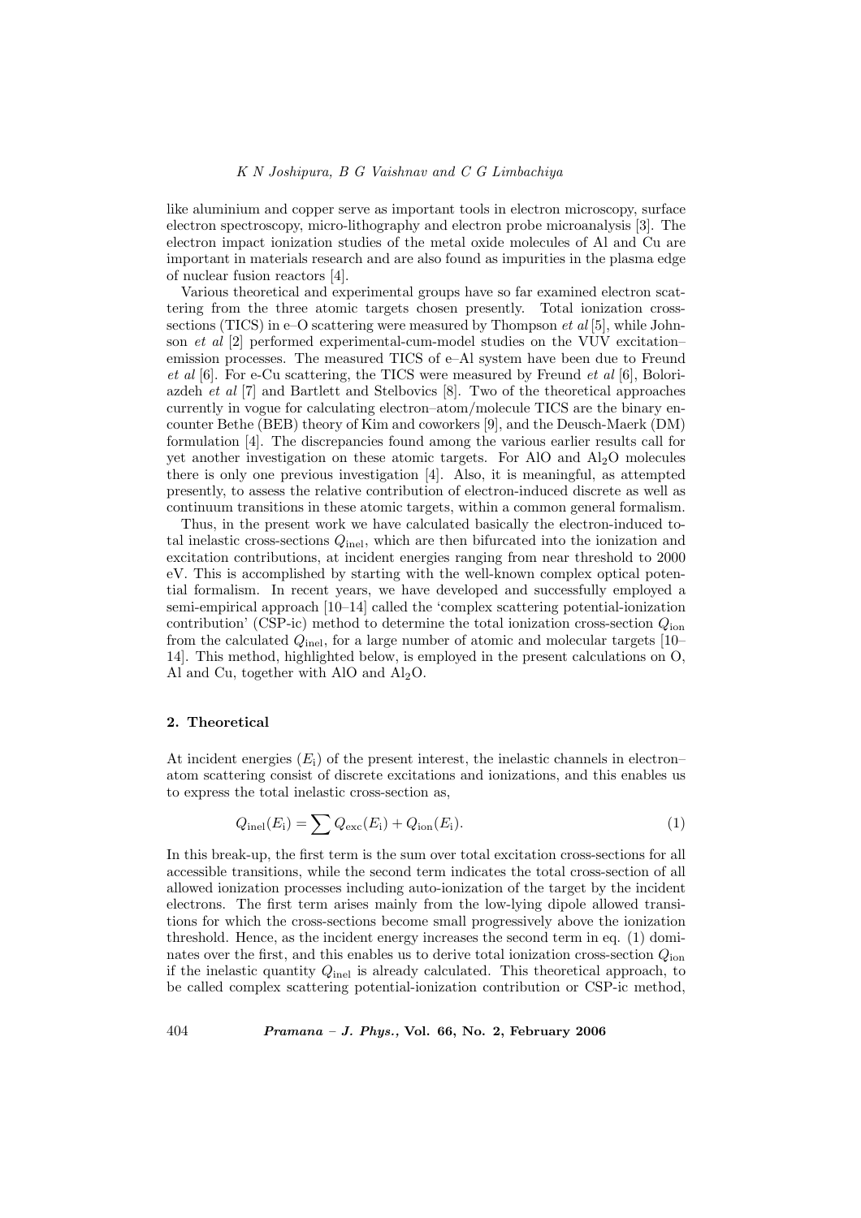like aluminium and copper serve as important tools in electron microscopy, surface electron spectroscopy, micro-lithography and electron probe microanalysis [3]. The electron impact ionization studies of the metal oxide molecules of Al and Cu are important in materials research and are also found as impurities in the plasma edge of nuclear fusion reactors [4].

Various theoretical and experimental groups have so far examined electron scattering from the three atomic targets chosen presently. Total ionization cross-sections (TICS) in e–O scattering were measured by Thompson *et al* [5], while Johnson *et al* [2] performed experimental-cum-model studies on the VUV excitation–emission processes. The measured TICS of e–Al system have been due to Freund *et al* [6]. For e-Cu scattering, the TICS were measured by Freund *et al* [6], Bolorizadeh *et al* [7] and Bartlett and Stelbovics [8]. Two of the theoretical approaches currently in vogue for calculating electron–atom/molecule TICS are the binary encounter Bethe (BEB) theory of Kim and coworkers [9], and the Deusch-Maerk (DM) formulation [4]. The discrepancies found among the various earlier results call for yet another investigation on these atomic targets. For AlO and $Al_2O$ molecules there is only one previous investigation [4]. Also, it is meaningful, as attempted presently, to assess the relative contribution of electron-induced discrete as well as continuum transitions in these atomic targets, within a common general formalism.

Thus, in the present work we have calculated basically the electron-induced total inelastic cross-sections $Q_{\mathrm{inel}}$, which are then bifurcated into the ionization and excitation contributions, at incident energies ranging from near threshold to 2000 eV. This is accomplished by starting with the well-known complex optical potential formalism. In recent years, we have developed and successfully employed a semi-empirical approach [10–14] called the 'complex scattering potential-ionization contribution' (CSP-ic) method to determine the total ionization cross-section $Q_{\mathrm{ion}}$ from the calculated $Q_{\mathrm{inel}}$, for a large number of atomic and molecular targets [10–14]. This method, highlighted below, is employed in the present calculations on O, Al and Cu, together with AlO and $Al_2O$.

## 2. Theoretical

At incident energies ($E_{\mathrm{i}}$) of the present interest, the inelastic channels in electron–atom scattering consist of discrete excitations and ionizations, and this enables us to express the total inelastic cross-section as,

$$Q_{\mathrm{inel}}(E_{\mathrm{i}}) = \sum Q_{\mathrm{exc}}(E_{\mathrm{i}}) + Q_{\mathrm{ion}}(E_{\mathrm{i}}). \tag{1}$$

In this break-up, the first term is the sum over total excitation cross-sections for all accessible transitions, while the second term indicates the total cross-section of all allowed ionization processes including auto-ionization of the target by the incident electrons. The first term arises mainly from the low-lying dipole allowed transitions for which the cross-sections become small progressively above the ionization threshold. Hence, as the incident energy increases the second term in eq. (1) dominates over the first, and this enables us to derive total ionization cross-section $Q_{\mathrm{ion}}$ if the inelastic quantity $Q_{\mathrm{inel}}$ is already calculated. This theoretical approach, to be called complex scattering potential-ionization contribution or CSP-ic method,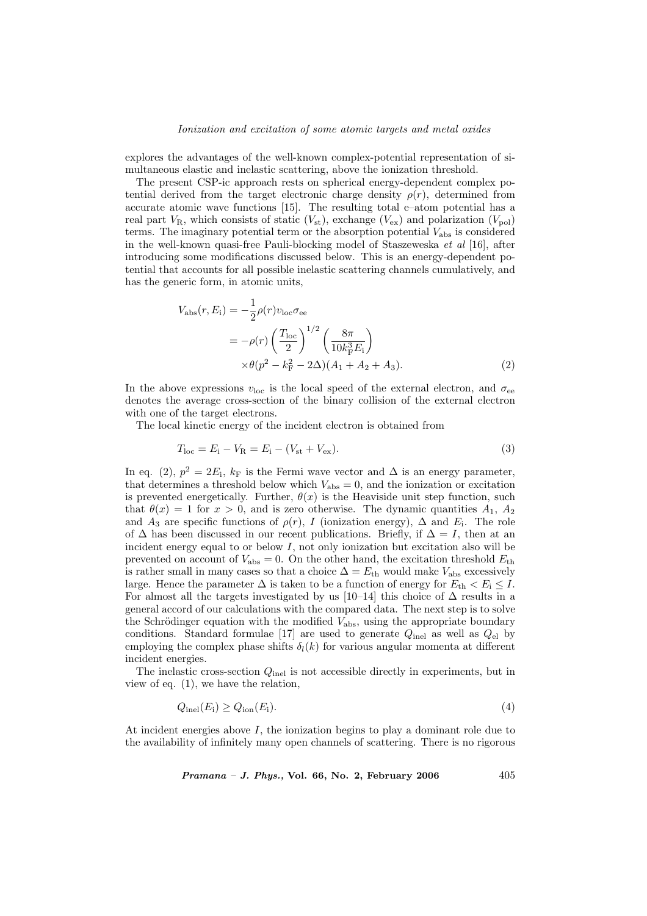explores the advantages of the well-known complex-potential representation of simultaneous elastic and inelastic scattering, above the ionization threshold.

The present CSP-ic approach rests on spherical energy-dependent complex potential derived from the target electronic charge density $\rho(r)$, determined from accurate atomic wave functions [15]. The resulting total e–atom potential has a real part $V_{\mathrm{R}}$, which consists of static ($V_{\mathrm{st}}$), exchange ($V_{\mathrm{ex}}$) and polarization ($V_{\mathrm{pol}}$) terms. The imaginary potential term or the absorption potential $V_{\mathrm{abs}}$ is considered in the well-known quasi-free Pauli-blocking model of Staszeweska *et al* [16], after introducing some modifications discussed below. This is an energy-dependent potential that accounts for all possible inelastic scattering channels cumulatively, and has the generic form, in atomic units,

$$
\begin{aligned}
V_{\mathrm{abs}}(r, E_{\mathrm{i}}) &= -\frac{1}{2}\rho(r) v_{\mathrm{loc}} \sigma_{\mathrm{ee}} \\
&= -\rho(r) \left( \frac{T_{\mathrm{loc}}}{2} \right)^{1/2} \left( \frac{8\pi}{10 k_{\mathrm{F}}^3 E_{\mathrm{i}}} \right) \\
&\quad \times \theta(p^2 - k_{\mathrm{F}}^2 - 2\Delta)(A_1 + A_2 + A_3).
\end{aligned} \tag{2}
$$

In the above expressions $v_{\mathrm{loc}}$ is the local speed of the external electron, and $\sigma_{\mathrm{ee}}$ denotes the average cross-section of the binary collision of the external electron with one of the target electrons.

The local kinetic energy of the incident electron is obtained from

$$
T_{\mathrm{loc}} = E_{\mathrm{i}} - V_{\mathrm{R}} = E_{\mathrm{i}} - (V_{\mathrm{st}} + V_{\mathrm{ex}}). \tag{3}
$$

In eq. (2), $p^2 = 2E_{\mathrm{i}}$, $k_{\mathrm{F}}$ is the Fermi wave vector and $\Delta$ is an energy parameter, that determines a threshold below which $V_{\mathrm{abs}} = 0$, and the ionization or excitation is prevented energetically. Further, $\theta(x)$ is the Heaviside unit step function, such that $\theta(x) = 1$ for $x > 0$, and is zero otherwise. The dynamic quantities $A_1$, $A_2$ and $A_3$ are specific functions of $\rho(r)$, $I$ (ionization energy), $\Delta$ and $E_{\mathrm{i}}$. The role of $\Delta$ has been discussed in our recent publications. Briefly, if $\Delta = I$, then at an incident energy equal to or below $I$, not only ionization but excitation also will be prevented on account of $V_{\mathrm{abs}} = 0$. On the other hand, the excitation threshold $E_{\mathrm{th}}$ is rather small in many cases so that a choice $\Delta = E_{\mathrm{th}}$ would make $V_{\mathrm{abs}}$ excessively large. Hence the parameter $\Delta$ is taken to be a function of energy for $E_{\mathrm{th}} < E_{\mathrm{i}} \leq I$. For almost all the targets investigated by us [10–14] this choice of $\Delta$ results in a general accord of our calculations with the compared data. The next step is to solve the Schrödinger equation with the modified $V_{\mathrm{abs}}$, using the appropriate boundary conditions. Standard formulae [17] are used to generate $Q_{\mathrm{inel}}$ as well as $Q_{\mathrm{el}}$ by employing the complex phase shifts $\delta_l(k)$ for various angular momenta at different incident energies.

The inelastic cross-section $Q_{\mathrm{inel}}$ is not accessible directly in experiments, but in view of eq. (1), we have the relation,

$$
Q_{\mathrm{inel}}(E_{\mathrm{i}}) \geq Q_{\mathrm{ion}}(E_{\mathrm{i}}). \tag{4}
$$

At incident energies above $I$, the ionization begins to play a dominant role due to the availability of infinitely many open channels of scattering. There is no rigorous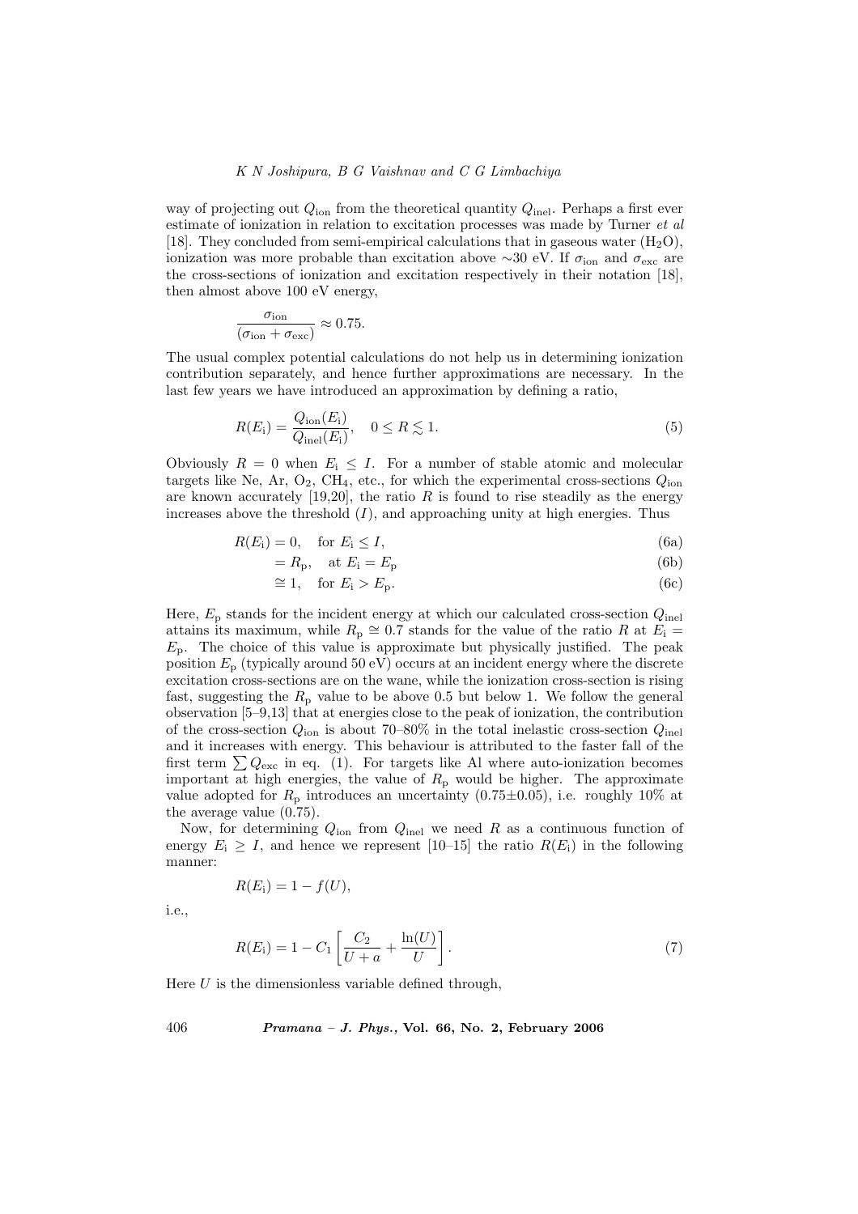way of projecting out $Q_{\rm ion}$ from the theoretical quantity $Q_{\rm inel}$. Perhaps a first ever estimate of ionization in relation to excitation processes was made by Turner *et al* [18]. They concluded from semi-empirical calculations that in gaseous water ($H_2O$), ionization was more probable than excitation above ∼30 eV. If $\sigma_{\rm ion}$ and $\sigma_{\rm exc}$ are the cross-sections of ionization and excitation respectively in their notation [18], then almost above 100 eV energy,

$$\frac{\sigma_{\rm ion}}{(\sigma_{\rm ion}+\sigma_{\rm exc})} \approx 0.75.$$

The usual complex potential calculations do not help us in determining ionization contribution separately, and hence further approximations are necessary. In the last few years we have introduced an approximation by defining a ratio,

$$R(E_{\rm i}) = \frac{Q_{\rm ion}(E_{\rm i})}{Q_{\rm inel}(E_{\rm i})}, \quad 0 \le R \lesssim 1. \tag{5}$$

Obviously $R = 0$ when $E_{\rm i} \le I$. For a number of stable atomic and molecular targets like Ne, Ar, $O_2$, $CH_4$, etc., for which the experimental cross-sections $Q_{\rm ion}$ are known accurately [19,20], the ratio $R$ is found to rise steadily as the energy increases above the threshold ($I$), and approaching unity at high energies. Thus

$$R(E_{\rm i}) = 0, \quad \text{for } E_{\rm i} \le I, \tag{6a}$$

$$= R_{\rm p}, \quad \text{at } E_{\rm i} = E_{\rm p} \tag{6b}$$

$$\cong 1, \quad \text{for } E_{\rm i} > E_{\rm p}. \tag{6c}$$

Here, $E_{\rm p}$ stands for the incident energy at which our calculated cross-section $Q_{\rm inel}$ attains its maximum, while $R_{\rm p} \cong 0.7$ stands for the value of the ratio $R$ at $E_{\rm i} = E_{\rm p}$. The choice of this value is approximate but physically justified. The peak position $E_{\rm p}$ (typically around 50 eV) occurs at an incident energy where the discrete excitation cross-sections are on the wane, while the ionization cross-section is rising fast, suggesting the $R_{\rm p}$ value to be above 0.5 but below 1. We follow the general observation [5–9,13] that at energies close to the peak of ionization, the contribution of the cross-section $Q_{\rm ion}$ is about 70–80% in the total inelastic cross-section $Q_{\rm inel}$ and it increases with energy. This behaviour is attributed to the faster fall of the first term $\sum Q_{\rm exc}$ in eq. (1). For targets like Al where auto-ionization becomes important at high energies, the value of $R_{\rm p}$ would be higher. The approximate value adopted for $R_{\rm p}$ introduces an uncertainty (0.75±0.05), i.e. roughly 10% at the average value (0.75).

Now, for determining $Q_{\rm ion}$ from $Q_{\rm inel}$ we need $R$ as a continuous function of energy $E_{\rm i} \ge I$, and hence we represent [10–15] the ratio $R(E_{\rm i})$ in the following manner:

$$R(E_{\rm i}) = 1 - f(U),$$

i.e.,

$$R(E_{\rm i}) = 1 - C_1\left[\frac{C_2}{U+a} + \frac{\ln(U)}{U}\right]. \tag{7}$$

Here $U$ is the dimensionless variable defined through,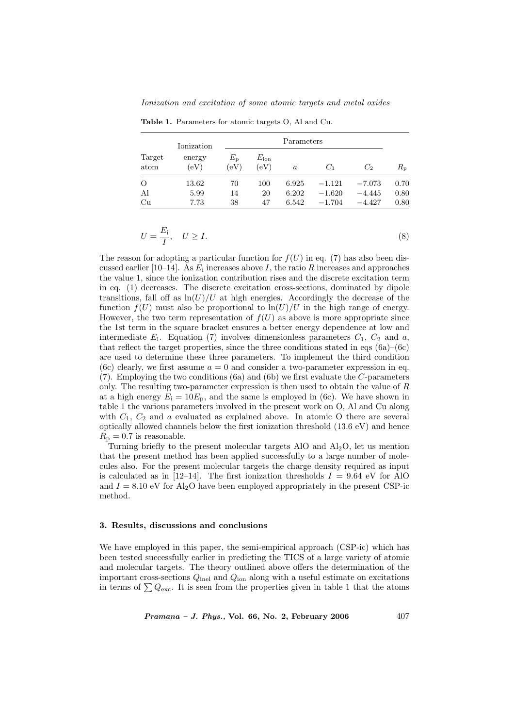**Table 1.** Parameters for atomic targets O, Al and Cu.

| Target atom | Ionization energy (eV) | Parameters | | | | | |
|---|---|---|---|---|---|---|---|
| | | $E_p$ (eV) | $E_{ion}$ (eV) | $a$ | $C_1$ | $C_2$ | $R_p$ |
| O | 13.62 | 70 | 100 | 6.925 | −1.121 | −7.073 | 0.70 |
| Al | 5.99 | 14 | 20 | 6.202 | −1.620 | −4.445 | 0.80 |
| Cu | 7.73 | 38 | 47 | 6.542 | −1.704 | −4.427 | 0.80 |

$$U = \frac{E_i}{I}, \quad U \geq I. \tag{8}$$

The reason for adopting a particular function for $f(U)$ in eq. (7) has also been discussed earlier [10–14]. As $E_i$ increases above $I$, the ratio $R$ increases and approaches the value 1, since the ionization contribution rises and the discrete excitation term in eq. (1) decreases. The discrete excitation cross-sections, dominated by dipole transitions, fall off as $\ln(U)/U$ at high energies. Accordingly the decrease of the function $f(U)$ must also be proportional to $\ln(U)/U$ in the high range of energy. However, the two term representation of $f(U)$ as above is more appropriate since the 1st term in the square bracket ensures a better energy dependence at low and intermediate $E_i$. Equation (7) involves dimensionless parameters $C_1$, $C_2$ and $a$, that reflect the target properties, since the three conditions stated in eqs (6a)–(6c) are used to determine these three parameters. To implement the third condition (6c) clearly, we first assume $a = 0$ and consider a two-parameter expression in eq. (7). Employing the two conditions (6a) and (6b) we first evaluate the $C$-parameters only. The resulting two-parameter expression is then used to obtain the value of $R$ at a high energy $E_i = 10E_p$, and the same is employed in (6c). We have shown in table 1 the various parameters involved in the present work on O, Al and Cu along with $C_1$, $C_2$ and $a$ evaluated as explained above. In atomic O there are several optically allowed channels below the first ionization threshold (13.6 eV) and hence $R_p = 0.7$ is reasonable.

Turning briefly to the present molecular targets AlO and $Al_2O$, let us mention that the present method has been applied successfully to a large number of molecules also. For the present molecular targets the charge density required as input is calculated as in [12–14]. The first ionization thresholds $I = 9.64$ eV for AlO and $I = 8.10$ eV for $Al_2O$ have been employed appropriately in the present CSP-ic method.

### 3. Results, discussions and conclusions

We have employed in this paper, the semi-empirical approach (CSP-ic) which has been tested successfully earlier in predicting the TICS of a large variety of atomic and molecular targets. The theory outlined above offers the determination of the important cross-sections $Q_{inel}$ and $Q_{ion}$ along with a useful estimate on excitations in terms of $\sum Q_{exc}$. It is seen from the properties given in table 1 that the atoms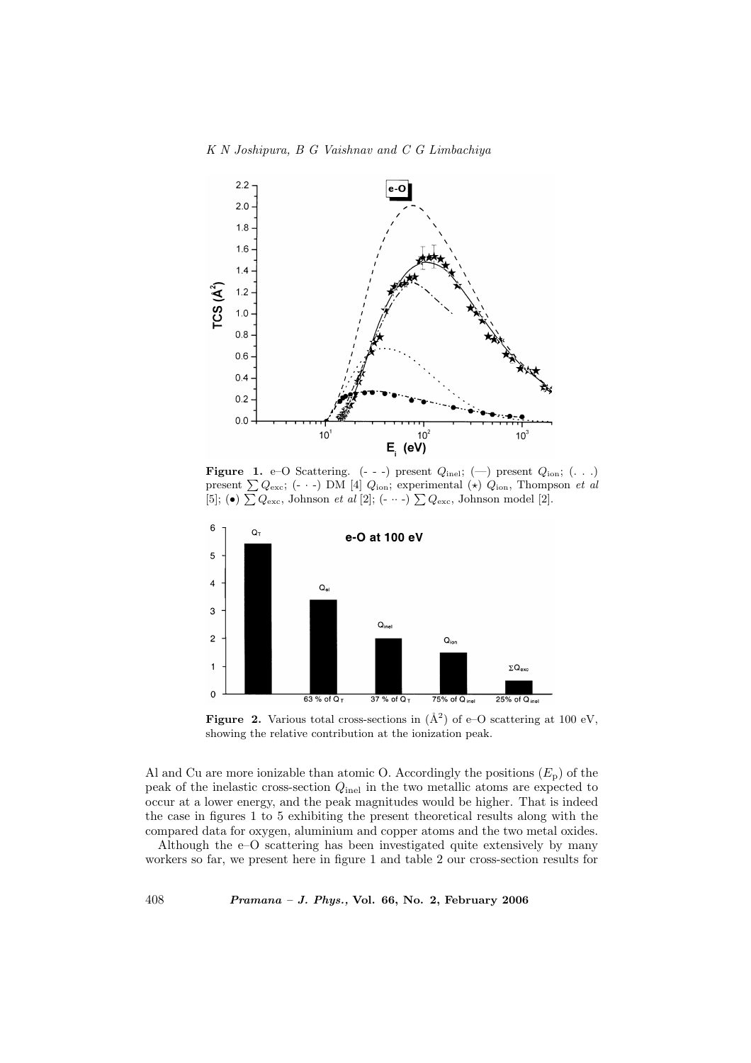**Figure 1.** e–O Scattering. (- - -) present $Q_{\mathrm{inel}}$; (—) present $Q_{\mathrm{ion}}$; (. . .) present $\sum Q_{\mathrm{exc}}$; (- · -) DM [4] $Q_{\mathrm{ion}}$; experimental ($\star$) $Q_{\mathrm{ion}}$, Thompson *et al* [5]; ($\bullet$) $\sum Q_{\mathrm{exc}}$, Johnson *et al* [2]; (- ·· -) $\sum Q_{\mathrm{exc}}$, Johnson model [2].

**Figure 2.** Various total cross-sections in (Å$^2$) of e–O scattering at 100 eV, showing the relative contribution at the ionization peak.

Al and Cu are more ionizable than atomic O. Accordingly the positions ($E_{\mathrm{p}}$) of the peak of the inelastic cross-section $Q_{\mathrm{inel}}$ in the two metallic atoms are expected to occur at a lower energy, and the peak magnitudes would be higher. That is indeed the case in figures 1 to 5 exhibiting the present theoretical results along with the compared data for oxygen, aluminium and copper atoms and the two metal oxides.

Although the e–O scattering has been investigated quite extensively by many workers so far, we present here in figure 1 and table 2 our cross-section results for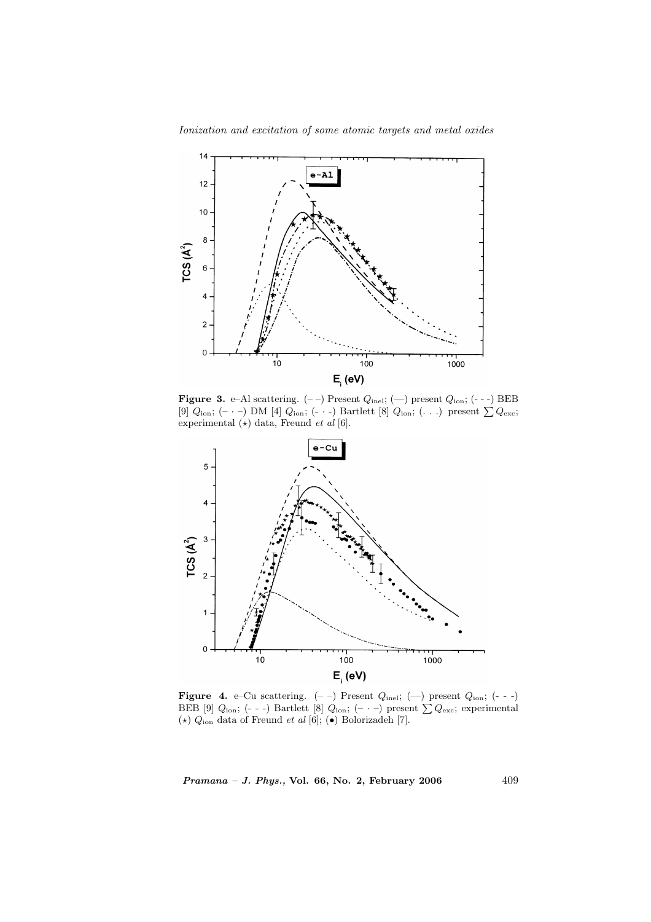**Figure 3.** e–Al scattering. (– –) Present $Q_{\text{inel}}$; (—) present $Q_{\text{ion}}$; (- - -) BEB [9] $Q_{\text{ion}}$; (– · –) DM [4] $Q_{\text{ion}}$; (- · -) Bartlett [8] $Q_{\text{ion}}$; (. . .) present $\sum Q_{\text{exc}}$; experimental ($\star$) data, Freund *et al* [6].

**Figure 4.** e–Cu scattering. (– –) Present $Q_{\text{inel}}$; (—) present $Q_{\text{ion}}$; (- - -) BEB [9] $Q_{\text{ion}}$; (- - -) Bartlett [8] $Q_{\text{ion}}$; (– · –) present $\sum Q_{\text{exc}}$; experimental ($\star$) $Q_{\text{ion}}$ data of Freund *et al* [6]; ($\bullet$) Bolorizadeh [7].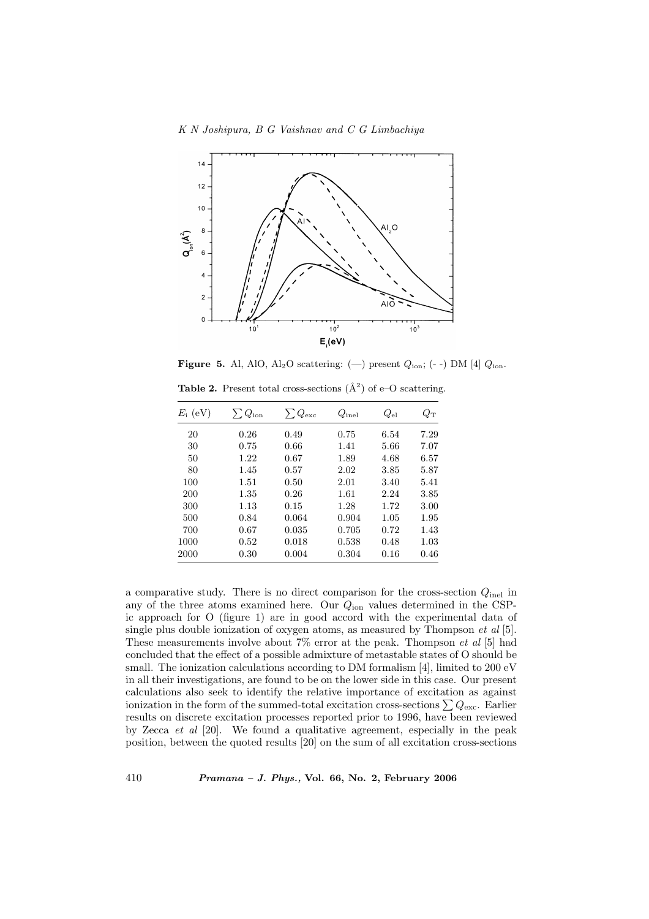**Figure 5.** Al, AlO, $Al_2O$ scattering: (—) present $Q_{ion}$; (- -) DM [4] $Q_{ion}$.

**Table 2.** Present total cross-sections ($Å^2$) of e–O scattering.

| $E_i$ (eV) | $\sum Q_{ion}$ | $\sum Q_{exc}$ | $Q_{inel}$ | $Q_{el}$ | $Q_T$ |
|---|---|---|---|---|---|
| 20 | 0.26 | 0.49 | 0.75 | 6.54 | 7.29 |
| 30 | 0.75 | 0.66 | 1.41 | 5.66 | 7.07 |
| 50 | 1.22 | 0.67 | 1.89 | 4.68 | 6.57 |
| 80 | 1.45 | 0.57 | 2.02 | 3.85 | 5.87 |
| 100 | 1.51 | 0.50 | 2.01 | 3.40 | 5.41 |
| 200 | 1.35 | 0.26 | 1.61 | 2.24 | 3.85 |
| 300 | 1.13 | 0.15 | 1.28 | 1.72 | 3.00 |
| 500 | 0.84 | 0.064 | 0.904 | 1.05 | 1.95 |
| 700 | 0.67 | 0.035 | 0.705 | 0.72 | 1.43 |
| 1000 | 0.52 | 0.018 | 0.538 | 0.48 | 1.03 |
| 2000 | 0.30 | 0.004 | 0.304 | 0.16 | 0.46 |

a comparative study. There is no direct comparison for the cross-section $Q_{inel}$ in any of the three atoms examined here. Our $Q_{ion}$ values determined in the CSP-ic approach for O (figure 1) are in good accord with the experimental data of single plus double ionization of oxygen atoms, as measured by Thompson *et al* [5]. These measurements involve about 7% error at the peak. Thompson *et al* [5] had concluded that the effect of a possible admixture of metastable states of O should be small. The ionization calculations according to DM formalism [4], limited to 200 eV in all their investigations, are found to be on the lower side in this case. Our present calculations also seek to identify the relative importance of excitation as against ionization in the form of the summed-total excitation cross-sections $\sum Q_{exc}$. Earlier results on discrete excitation processes reported prior to 1996, have been reviewed by Zecca *et al* [20]. We found a qualitative agreement, especially in the peak position, between the quoted results [20] on the sum of all excitation cross-sections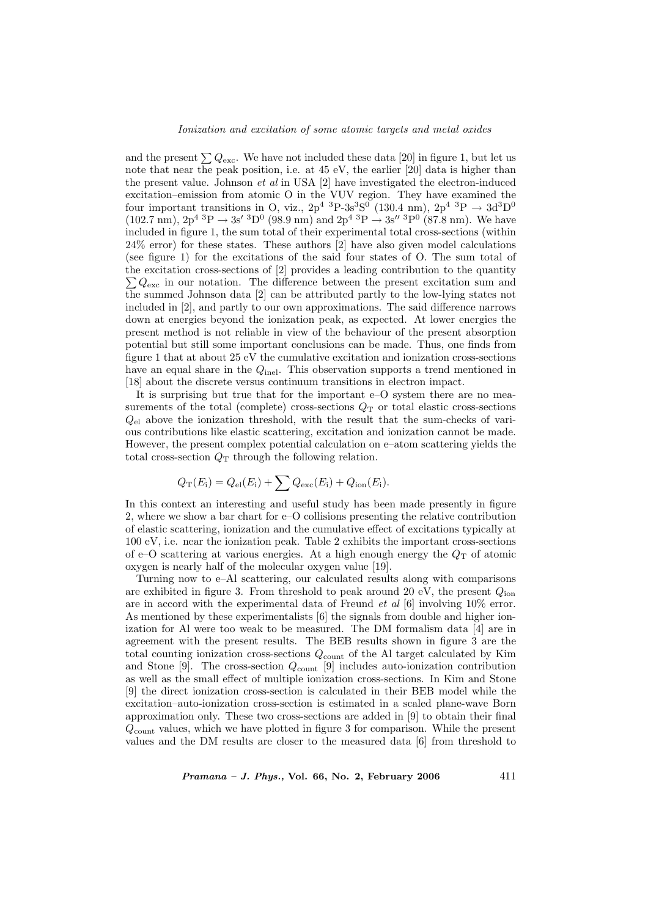and the present $\sum Q_{\text{exc}}$. We have not included these data [20] in figure 1, but let us note that near the peak position, i.e. at 45 eV, the earlier [20] data is higher than the present value. Johnson *et al* in USA [2] have investigated the electron-induced excitation–emission from atomic O in the VUV region. They have examined the four important transitions in O, viz., $2p^4\ {}^3P$-$3s^3S^0$ (130.4 nm), $2p^4\ {}^3P \rightarrow 3d^3D^0$ (102.7 nm), $2p^4\ {}^3P \rightarrow 3s'\ {}^3D^0$ (98.9 nm) and $2p^4\ {}^3P \rightarrow 3s''\ {}^3P^0$ (87.8 nm). We have included in figure 1, the sum total of their experimental total cross-sections (within 24% error) for these states. These authors [2] have also given model calculations (see figure 1) for the excitations of the said four states of O. The sum total of the excitation cross-sections of [2] provides a leading contribution to the quantity $\sum Q_{\text{exc}}$ in our notation. The difference between the present excitation sum and the summed Johnson data [2] can be attributed partly to the low-lying states not included in [2], and partly to our own approximations. The said difference narrows down at energies beyond the ionization peak, as expected. At lower energies the present method is not reliable in view of the behaviour of the present absorption potential but still some important conclusions can be made. Thus, one finds from figure 1 that at about 25 eV the cumulative excitation and ionization cross-sections have an equal share in the $Q_{\text{inel}}$. This observation supports a trend mentioned in [18] about the discrete versus continuum transitions in electron impact.

It is surprising but true that for the important e–O system there are no measurements of the total (complete) cross-sections $Q_{\text{T}}$ or total elastic cross-sections $Q_{\text{el}}$ above the ionization threshold, with the result that the sum-checks of various contributions like elastic scattering, excitation and ionization cannot be made. However, the present complex potential calculation on e–atom scattering yields the total cross-section $Q_{\text{T}}$ through the following relation.

$$Q_{\text{T}}(E_{\text{i}}) = Q_{\text{el}}(E_{\text{i}}) + \sum Q_{\text{exc}}(E_{\text{i}}) + Q_{\text{ion}}(E_{\text{i}}).$$

In this context an interesting and useful study has been made presently in figure 2, where we show a bar chart for e–O collisions presenting the relative contribution of elastic scattering, ionization and the cumulative effect of excitations typically at 100 eV, i.e. near the ionization peak. Table 2 exhibits the important cross-sections of e–O scattering at various energies. At a high enough energy the $Q_{\text{T}}$ of atomic oxygen is nearly half of the molecular oxygen value [19].

Turning now to e–Al scattering, our calculated results along with comparisons are exhibited in figure 3. From threshold to peak around 20 eV, the present $Q_{\text{ion}}$ are in accord with the experimental data of Freund *et al* [6] involving 10% error. As mentioned by these experimentalists [6] the signals from double and higher ionization for Al were too weak to be measured. The DM formalism data [4] are in agreement with the present results. The BEB results shown in figure 3 are the total counting ionization cross-sections $Q_{\text{count}}$ of the Al target calculated by Kim and Stone [9]. The cross-section $Q_{\text{count}}$ [9] includes auto-ionization contribution as well as the small effect of multiple ionization cross-sections. In Kim and Stone [9] the direct ionization cross-section is calculated in their BEB model while the excitation–auto-ionization cross-section is estimated in a scaled plane-wave Born approximation only. These two cross-sections are added in [9] to obtain their final $Q_{\text{count}}$ values, which we have plotted in figure 3 for comparison. While the present values and the DM results are closer to the measured data [6] from threshold to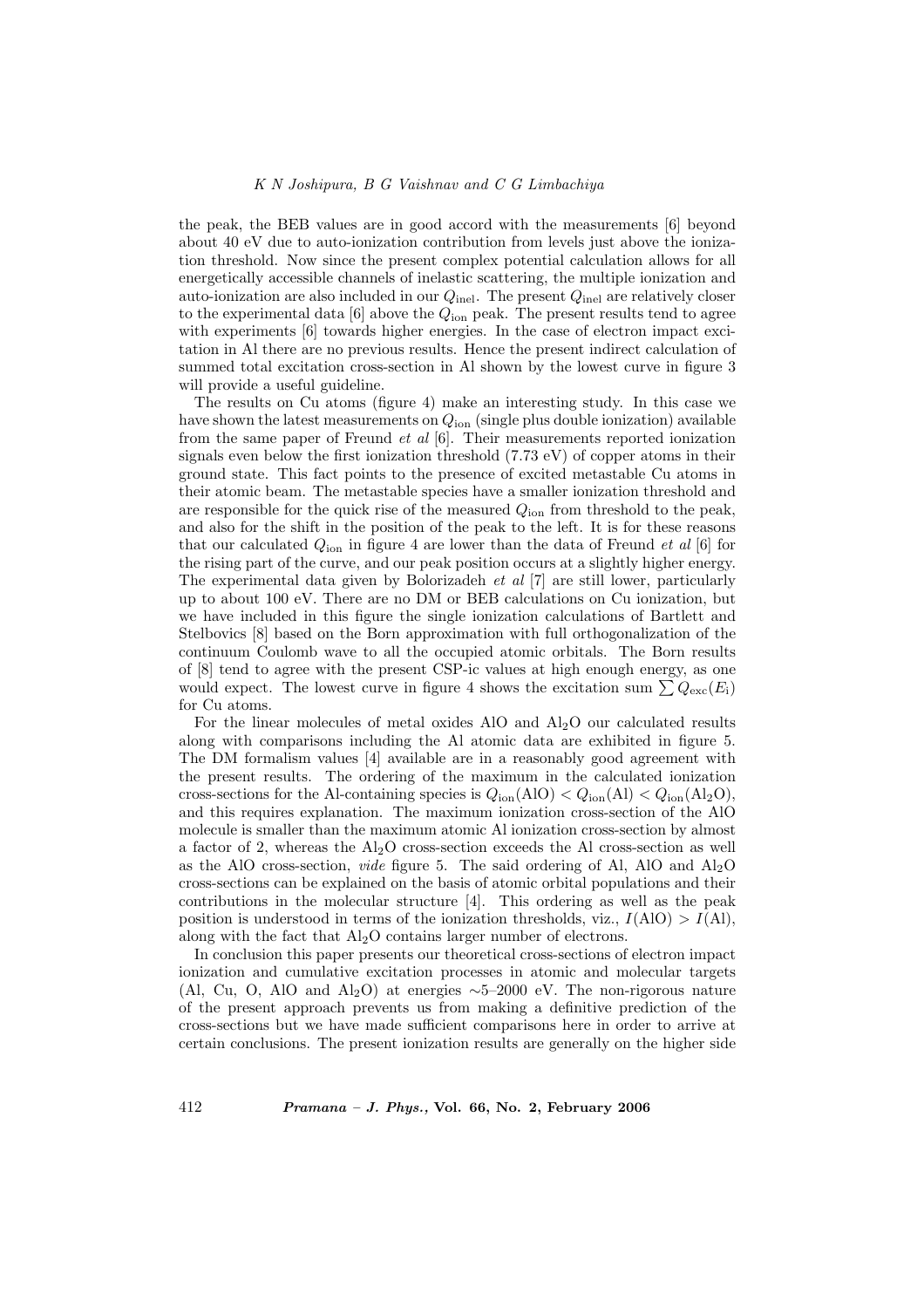the peak, the BEB values are in good accord with the measurements [6] beyond about 40 eV due to auto-ionization contribution from levels just above the ionization threshold. Now since the present complex potential calculation allows for all energetically accessible channels of inelastic scattering, the multiple ionization and auto-ionization are also included in our $Q_{\rm inel}$. The present $Q_{\rm inel}$ are relatively closer to the experimental data [6] above the $Q_{\rm ion}$ peak. The present results tend to agree with experiments [6] towards higher energies. In the case of electron impact excitation in Al there are no previous results. Hence the present indirect calculation of summed total excitation cross-section in Al shown by the lowest curve in figure 3 will provide a useful guideline.

The results on Cu atoms (figure 4) make an interesting study. In this case we have shown the latest measurements on $Q_{\rm ion}$ (single plus double ionization) available from the same paper of Freund *et al* [6]. Their measurements reported ionization signals even below the first ionization threshold (7.73 eV) of copper atoms in their ground state. This fact points to the presence of excited metastable Cu atoms in their atomic beam. The metastable species have a smaller ionization threshold and are responsible for the quick rise of the measured $Q_{\rm ion}$ from threshold to the peak, and also for the shift in the position of the peak to the left. It is for these reasons that our calculated $Q_{\rm ion}$ in figure 4 are lower than the data of Freund *et al* [6] for the rising part of the curve, and our peak position occurs at a slightly higher energy. The experimental data given by Bolorizadeh *et al* [7] are still lower, particularly up to about 100 eV. There are no DM or BEB calculations on Cu ionization, but we have included in this figure the single ionization calculations of Bartlett and Stelbovics [8] based on the Born approximation with full orthogonalization of the continuum Coulomb wave to all the occupied atomic orbitals. The Born results of [8] tend to agree with the present CSP-ic values at high enough energy, as one would expect. The lowest curve in figure 4 shows the excitation sum $\sum Q_{\rm exc}(E_{\rm i})$ for Cu atoms.

For the linear molecules of metal oxides AlO and $Al_2O$ our calculated results along with comparisons including the Al atomic data are exhibited in figure 5. The DM formalism values [4] available are in a reasonably good agreement with the present results. The ordering of the maximum in the calculated ionization cross-sections for the Al-containing species is $Q_{\rm ion}({\rm AlO}) < Q_{\rm ion}({\rm Al}) < Q_{\rm ion}({\rm Al_2O})$, and this requires explanation. The maximum ionization cross-section of the AlO molecule is smaller than the maximum atomic Al ionization cross-section by almost a factor of 2, whereas the $Al_2O$ cross-section exceeds the Al cross-section as well as the AlO cross-section, *vide* figure 5. The said ordering of Al, AlO and $Al_2O$ cross-sections can be explained on the basis of atomic orbital populations and their contributions in the molecular structure [4]. This ordering as well as the peak position is understood in terms of the ionization thresholds, viz., $I({\rm AlO}) > I({\rm Al})$, along with the fact that $Al_2O$ contains larger number of electrons.

In conclusion this paper presents our theoretical cross-sections of electron impact ionization and cumulative excitation processes in atomic and molecular targets (Al, Cu, O, AlO and $Al_2O$) at energies ~5–2000 eV. The non-rigorous nature of the present approach prevents us from making a definitive prediction of the cross-sections but we have made sufficient comparisons here in order to arrive at certain conclusions. The present ionization results are generally on the higher side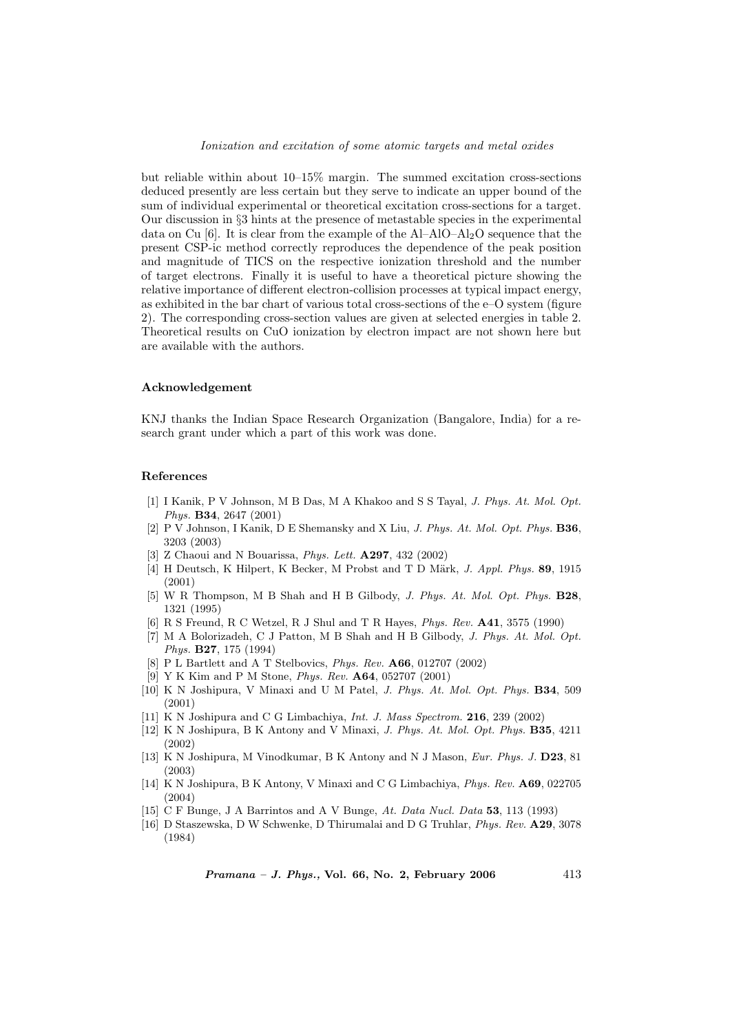but reliable within about 10–15% margin. The summed excitation cross-sections deduced presently are less certain but they serve to indicate an upper bound of the sum of individual experimental or theoretical excitation cross-sections for a target. Our discussion in §3 hints at the presence of metastable species in the experimental data on Cu [6]. It is clear from the example of the Al–AlO–$Al_2O$ sequence that the present CSP-ic method correctly reproduces the dependence of the peak position and magnitude of TICS on the respective ionization threshold and the number of target electrons. Finally it is useful to have a theoretical picture showing the relative importance of different electron-collision processes at typical impact energy, as exhibited in the bar chart of various total cross-sections of the e–O system (figure 2). The corresponding cross-section values are given at selected energies in table 2. Theoretical results on CuO ionization by electron impact are not shown here but are available with the authors.

### Acknowledgement

KNJ thanks the Indian Space Research Organization (Bangalore, India) for a research grant under which a part of this work was done.

### References

[1] I Kanik, P V Johnson, M B Das, M A Khakoo and S S Tayal, *J. Phys. At. Mol. Opt. Phys.* **B34**, 2647 (2001)

[2] P V Johnson, I Kanik, D E Shemansky and X Liu, *J. Phys. At. Mol. Opt. Phys.* **B36**, 3203 (2003)

[3] Z Chaoui and N Bouarissa, *Phys. Lett.* **A297**, 432 (2002)

[4] H Deutsch, K Hilpert, K Becker, M Probst and T D Märk, *J. Appl. Phys.* **89**, 1915 (2001)

[5] W R Thompson, M B Shah and H B Gilbody, *J. Phys. At. Mol. Opt. Phys.* **B28**, 1321 (1995)

[6] R S Freund, R C Wetzel, R J Shul and T R Hayes, *Phys. Rev.* **A41**, 3575 (1990)

[7] M A Bolorizadeh, C J Patton, M B Shah and H B Gilbody, *J. Phys. At. Mol. Opt. Phys.* **B27**, 175 (1994)

[8] P L Bartlett and A T Stelbovics, *Phys. Rev.* **A66**, 012707 (2002)

[9] Y K Kim and P M Stone, *Phys. Rev.* **A64**, 052707 (2001)

[10] K N Joshipura, V Minaxi and U M Patel, *J. Phys. At. Mol. Opt. Phys.* **B34**, 509 (2001)

[11] K N Joshipura and C G Limbachiya, *Int. J. Mass Spectrom.* **216**, 239 (2002)

[12] K N Joshipura, B K Antony and V Minaxi, *J. Phys. At. Mol. Opt. Phys.* **B35**, 4211 (2002)

[13] K N Joshipura, M Vinodkumar, B K Antony and N J Mason, *Eur. Phys. J.* **D23**, 81 (2003)

[14] K N Joshipura, B K Antony, V Minaxi and C G Limbachiya, *Phys. Rev.* **A69**, 022705 (2004)

[15] C F Bunge, J A Barrintos and A V Bunge, *At. Data Nucl. Data* **53**, 113 (1993)

[16] D Staszewska, D W Schwenke, D Thirumalai and D G Truhlar, *Phys. Rev.* **A29**, 3078 (1984)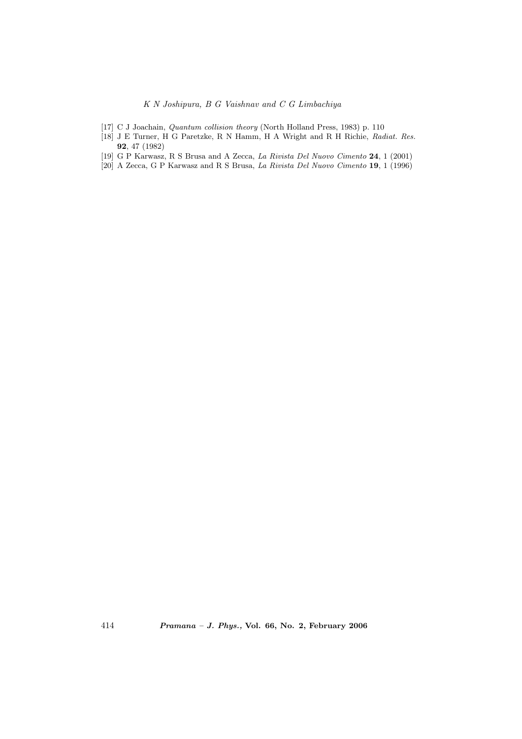[17] C J Joachain, *Quantum collision theory* (North Holland Press, 1983) p. 110

[18] J E Turner, H G Paretzke, R N Hamm, H A Wright and R H Richie, *Radiat. Res.* **92**, 47 (1982)

[19] G P Karwasz, R S Brusa and A Zecca, *La Rivista Del Nuovo Cimento* **24**, 1 (2001)

[20] A Zecca, G P Karwasz and R S Brusa, *La Rivista Del Nuovo Cimento* **19**, 1 (1996)